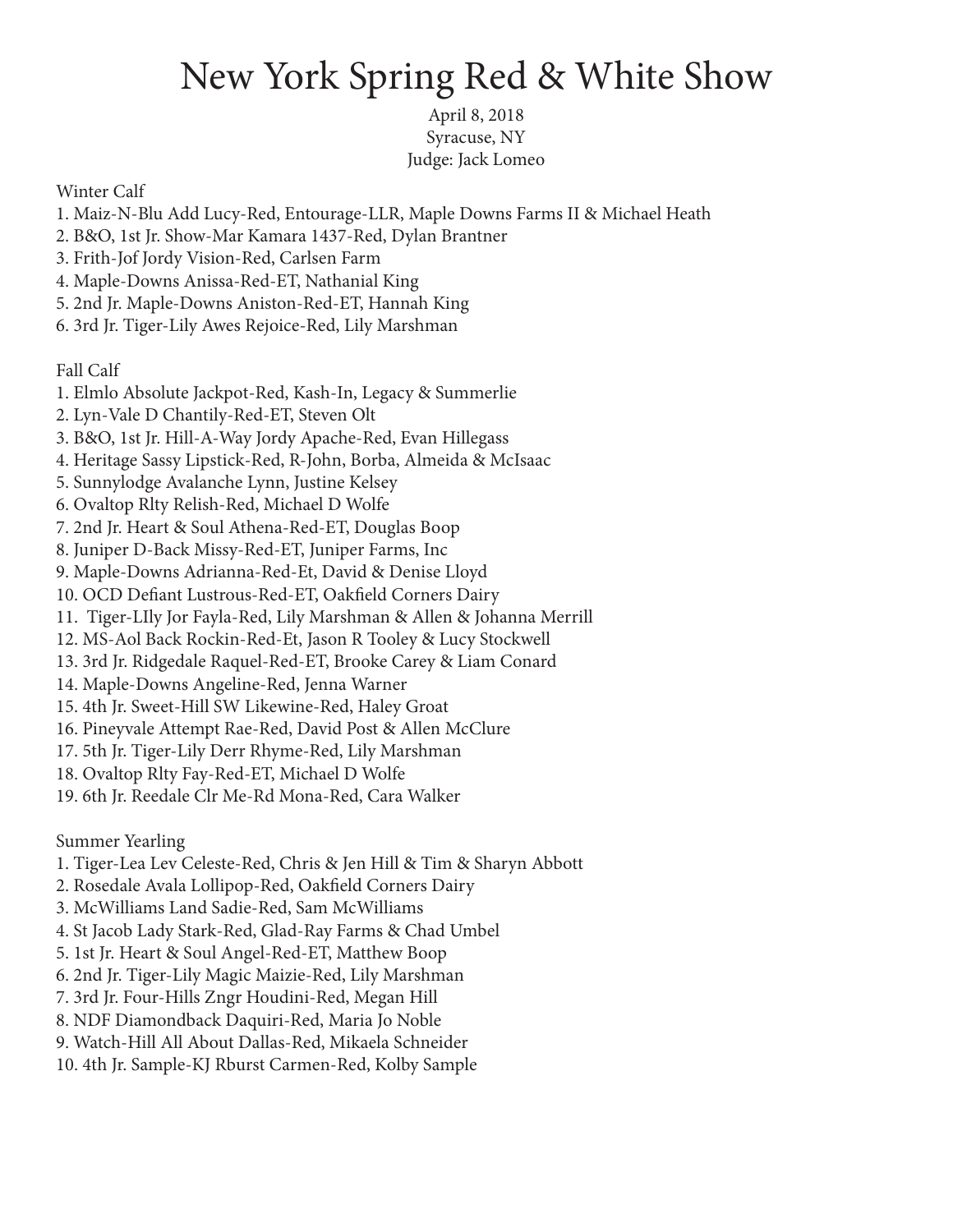# New York Spring Red & White Show

April 8, 2018
Syracuse, NY
Judge: Jack Lomeo

Winter Calf

1. Maiz-N-Blu Add Lucy-Red, Entourage-LLR, Maple Downs Farms II & Michael Heath
2. B&O, 1st Jr. Show-Mar Kamara 1437-Red, Dylan Brantner
3. Frith-Jof Jordy Vision-Red, Carlsen Farm
4. Maple-Downs Anissa-Red-ET, Nathanial King
5. 2nd Jr. Maple-Downs Aniston-Red-ET, Hannah King
6. 3rd Jr. Tiger-Lily Awes Rejoice-Red, Lily Marshman

Fall Calf

1. Elmlo Absolute Jackpot-Red, Kash-In, Legacy & Summerlie
2. Lyn-Vale D Chantily-Red-ET, Steven Olt
3. B&O, 1st Jr. Hill-A-Way Jordy Apache-Red, Evan Hillegass
4. Heritage Sassy Lipstick-Red, R-John, Borba, Almeida & McIsaac
5. Sunnylodge Avalanche Lynn, Justine Kelsey
6. Ovaltop Rlty Relish-Red, Michael D Wolfe
7. 2nd Jr. Heart & Soul Athena-Red-ET, Douglas Boop
8. Juniper D-Back Missy-Red-ET, Juniper Farms, Inc
9. Maple-Downs Adrianna-Red-Et, David & Denise Lloyd
10. OCD Defiant Lustrous-Red-ET, Oakfield Corners Dairy
11. Tiger-LIly Jor Fayla-Red, Lily Marshman & Allen & Johanna Merrill
12. MS-Aol Back Rockin-Red-Et, Jason R Tooley & Lucy Stockwell
13. 3rd Jr. Ridgedale Raquel-Red-ET, Brooke Carey & Liam Conard
14. Maple-Downs Angeline-Red, Jenna Warner
15. 4th Jr. Sweet-Hill SW Likewine-Red, Haley Groat
16. Pineyvale Attempt Rae-Red, David Post & Allen McClure
17. 5th Jr. Tiger-Lily Derr Rhyme-Red, Lily Marshman
18. Ovaltop Rlty Fay-Red-ET, Michael D Wolfe
19. 6th Jr. Reedale Clr Me-Rd Mona-Red, Cara Walker

Summer Yearling

1. Tiger-Lea Lev Celeste-Red, Chris & Jen Hill & Tim & Sharyn Abbott
2. Rosedale Avala Lollipop-Red, Oakfield Corners Dairy
3. McWilliams Land Sadie-Red, Sam McWilliams
4. St Jacob Lady Stark-Red, Glad-Ray Farms & Chad Umbel
5. 1st Jr. Heart & Soul Angel-Red-ET, Matthew Boop
6. 2nd Jr. Tiger-Lily Magic Maizie-Red, Lily Marshman
7. 3rd Jr. Four-Hills Zngr Houdini-Red, Megan Hill
8. NDF Diamondback Daquiri-Red, Maria Jo Noble
9. Watch-Hill All About Dallas-Red, Mikaela Schneider
10. 4th Jr. Sample-KJ Rburst Carmen-Red, Kolby Sample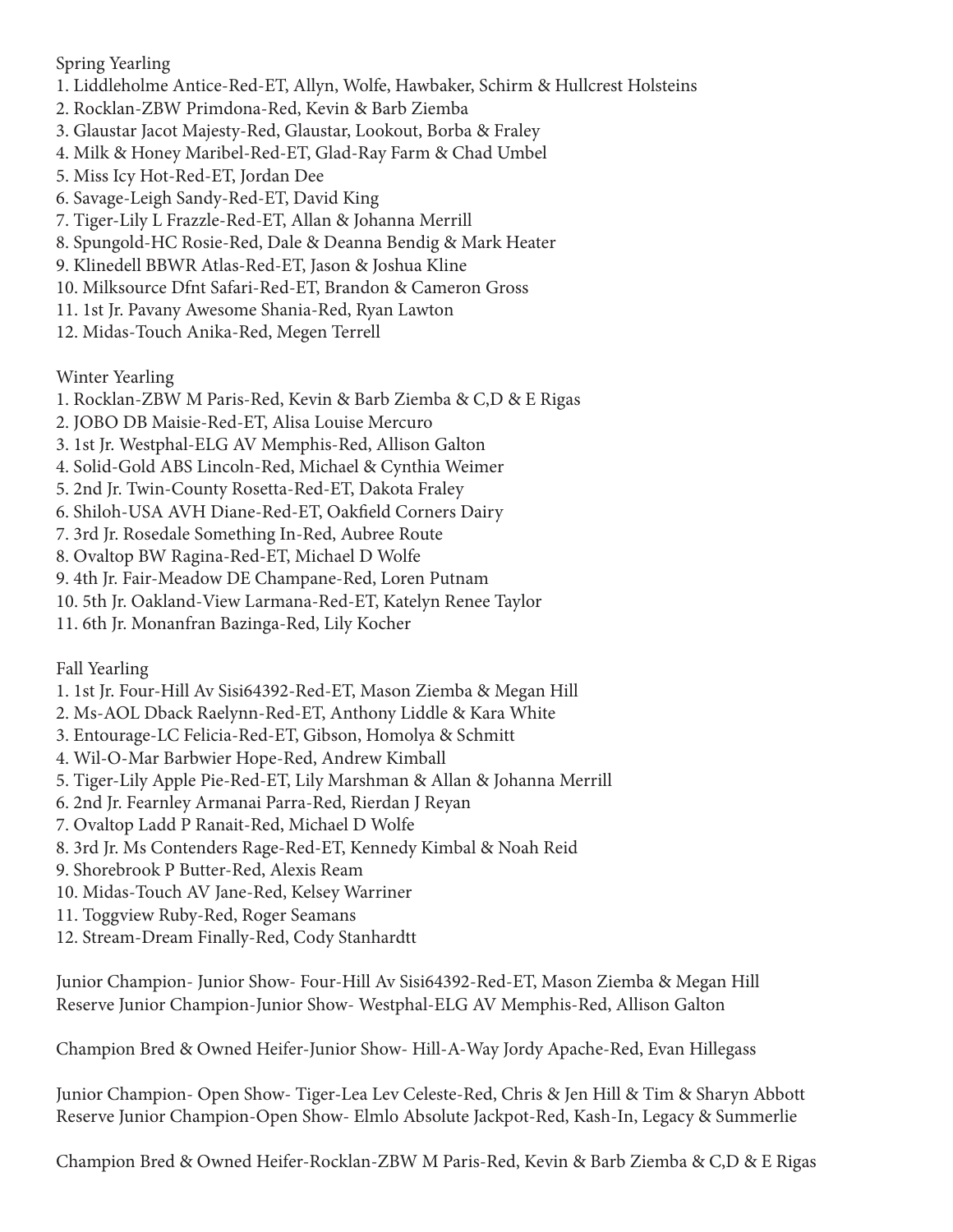Spring Yearling

1. Liddleholme Antice-Red-ET, Allyn, Wolfe, Hawbaker, Schirm & Hullcrest Holsteins
2. Rocklan-ZBW Primdona-Red, Kevin & Barb Ziemba
3. Glaustar Jacot Majesty-Red, Glaustar, Lookout, Borba & Fraley
4. Milk & Honey Maribel-Red-ET, Glad-Ray Farm & Chad Umbel
5. Miss Icy Hot-Red-ET, Jordan Dee
6. Savage-Leigh Sandy-Red-ET, David King
7. Tiger-Lily L Frazzle-Red-ET, Allan & Johanna Merrill
8. Spungold-HC Rosie-Red, Dale & Deanna Bendig & Mark Heater
9. Klinedell BBWR Atlas-Red-ET, Jason & Joshua Kline
10. Milksource Dfnt Safari-Red-ET, Brandon & Cameron Gross
11. 1st Jr. Pavany Awesome Shania-Red, Ryan Lawton
12. Midas-Touch Anika-Red, Megen Terrell

Winter Yearling

1. Rocklan-ZBW M Paris-Red, Kevin & Barb Ziemba & C,D & E Rigas
2. JOBO DB Maisie-Red-ET, Alisa Louise Mercuro
3. 1st Jr. Westphal-ELG AV Memphis-Red, Allison Galton
4. Solid-Gold ABS Lincoln-Red, Michael & Cynthia Weimer
5. 2nd Jr. Twin-County Rosetta-Red-ET, Dakota Fraley
6. Shiloh-USA AVH Diane-Red-ET, Oakfield Corners Dairy
7. 3rd Jr. Rosedale Something In-Red, Aubree Route
8. Ovaltop BW Ragina-Red-ET, Michael D Wolfe
9. 4th Jr. Fair-Meadow DE Champane-Red, Loren Putnam
10. 5th Jr. Oakland-View Larmana-Red-ET, Katelyn Renee Taylor
11. 6th Jr. Monanfran Bazinga-Red, Lily Kocher

Fall Yearling

1. 1st Jr. Four-Hill Av Sisi64392-Red-ET, Mason Ziemba & Megan Hill
2. Ms-AOL Dback Raelynn-Red-ET, Anthony Liddle & Kara White
3. Entourage-LC Felicia-Red-ET, Gibson, Homolya & Schmitt
4. Wil-O-Mar Barbwier Hope-Red, Andrew Kimball
5. Tiger-Lily Apple Pie-Red-ET, Lily Marshman & Allan & Johanna Merrill
6. 2nd Jr. Fearnley Armanai Parra-Red, Rierdan J Reyan
7. Ovaltop Ladd P Ranait-Red, Michael D Wolfe
8. 3rd Jr. Ms Contenders Rage-Red-ET, Kennedy Kimbal & Noah Reid
9. Shorebrook P Butter-Red, Alexis Ream
10. Midas-Touch AV Jane-Red, Kelsey Warriner
11. Toggview Ruby-Red, Roger Seamans
12. Stream-Dream Finally-Red, Cody Stanhardtt

Junior Champion- Junior Show- Four-Hill Av Sisi64392-Red-ET, Mason Ziemba & Megan Hill
Reserve Junior Champion-Junior Show- Westphal-ELG AV Memphis-Red, Allison Galton

Champion Bred & Owned Heifer-Junior Show- Hill-A-Way Jordy Apache-Red, Evan Hillegass

Junior Champion- Open Show- Tiger-Lea Lev Celeste-Red, Chris & Jen Hill & Tim & Sharyn Abbott
Reserve Junior Champion-Open Show- Elmlo Absolute Jackpot-Red, Kash-In, Legacy & Summerlie

Champion Bred & Owned Heifer-Rocklan-ZBW M Paris-Red, Kevin & Barb Ziemba & C,D & E Rigas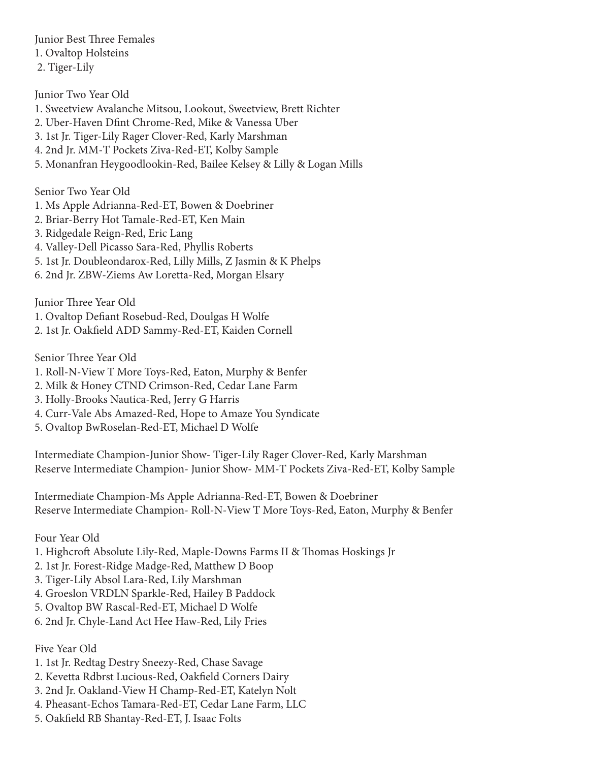Junior Best Three Females

1. Ovaltop Holsteins
2. Tiger-Lily

Junior Two Year Old

1. Sweetview Avalanche Mitsou, Lookout, Sweetview, Brett Richter
2. Uber-Haven Dfint Chrome-Red, Mike & Vanessa Uber
3. 1st Jr. Tiger-Lily Rager Clover-Red, Karly Marshman
4. 2nd Jr. MM-T Pockets Ziva-Red-ET, Kolby Sample
5. Monanfran Heygoodlookin-Red, Bailee Kelsey & Lilly & Logan Mills

Senior Two Year Old

1. Ms Apple Adrianna-Red-ET, Bowen & Doebriner
2. Briar-Berry Hot Tamale-Red-ET, Ken Main
3. Ridgedale Reign-Red, Eric Lang
4. Valley-Dell Picasso Sara-Red, Phyllis Roberts
5. 1st Jr. Doubleondarox-Red, Lilly Mills, Z Jasmin & K Phelps
6. 2nd Jr. ZBW-Ziems Aw Loretta-Red, Morgan Elsary

Junior Three Year Old

1. Ovaltop Defiant Rosebud-Red, Doulgas H Wolfe
2. 1st Jr. Oakfield ADD Sammy-Red-ET, Kaiden Cornell

Senior Three Year Old

1. Roll-N-View T More Toys-Red, Eaton, Murphy & Benfer
2. Milk & Honey CTND Crimson-Red, Cedar Lane Farm
3. Holly-Brooks Nautica-Red, Jerry G Harris
4. Curr-Vale Abs Amazed-Red, Hope to Amaze You Syndicate
5. Ovaltop BwRoselan-Red-ET, Michael D Wolfe

Intermediate Champion-Junior Show- Tiger-Lily Rager Clover-Red, Karly Marshman
Reserve Intermediate Champion- Junior Show- MM-T Pockets Ziva-Red-ET, Kolby Sample

Intermediate Champion-Ms Apple Adrianna-Red-ET, Bowen & Doebriner
Reserve Intermediate Champion- Roll-N-View T More Toys-Red, Eaton, Murphy & Benfer

Four Year Old

1. Highcroft Absolute Lily-Red, Maple-Downs Farms II & Thomas Hoskings Jr
2. 1st Jr. Forest-Ridge Madge-Red, Matthew D Boop
3. Tiger-Lily Absol Lara-Red, Lily Marshman
4. Groeslon VRDLN Sparkle-Red, Hailey B Paddock
5. Ovaltop BW Rascal-Red-ET, Michael D Wolfe
6. 2nd Jr. Chyle-Land Act Hee Haw-Red, Lily Fries

Five Year Old

1. 1st Jr. Redtag Destry Sneezy-Red, Chase Savage
2. Kevetta Rdbrst Lucious-Red, Oakfield Corners Dairy
3. 2nd Jr. Oakland-View H Champ-Red-ET, Katelyn Nolt
4. Pheasant-Echos Tamara-Red-ET, Cedar Lane Farm, LLC
5. Oakfield RB Shantay-Red-ET, J. Isaac Folts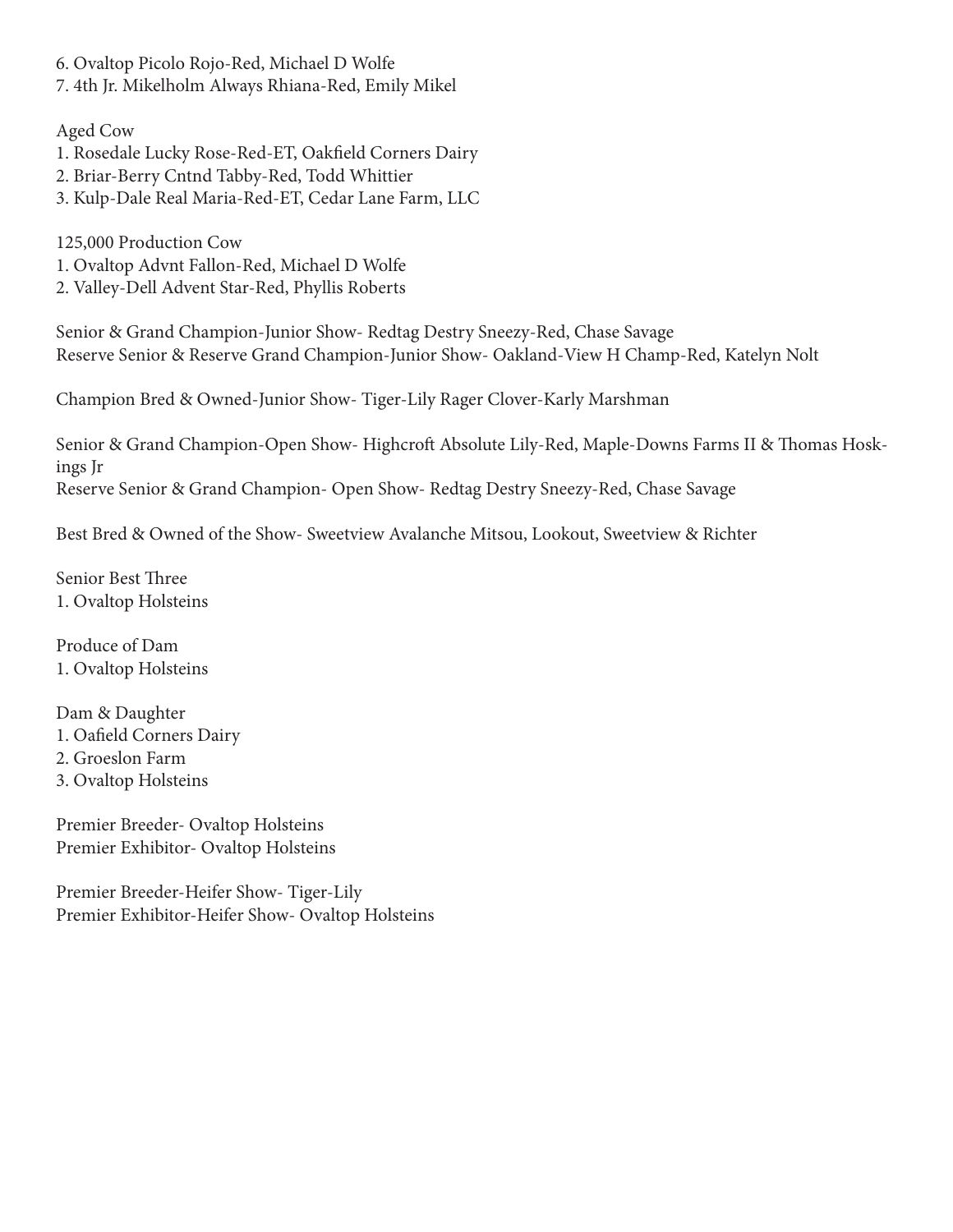6. Ovaltop Picolo Rojo-Red, Michael D Wolfe
7. 4th Jr. Mikelholm Always Rhiana-Red, Emily Mikel

Aged Cow
1. Rosedale Lucky Rose-Red-ET, Oakfield Corners Dairy
2. Briar-Berry Cntnd Tabby-Red, Todd Whittier
3. Kulp-Dale Real Maria-Red-ET, Cedar Lane Farm, LLC

125,000 Production Cow
1. Ovaltop Advnt Fallon-Red, Michael D Wolfe
2. Valley-Dell Advent Star-Red, Phyllis Roberts

Senior & Grand Champion-Junior Show- Redtag Destry Sneezy-Red, Chase Savage
Reserve Senior & Reserve Grand Champion-Junior Show- Oakland-View H Champ-Red, Katelyn Nolt

Champion Bred & Owned-Junior Show- Tiger-Lily Rager Clover-Karly Marshman

Senior & Grand Champion-Open Show- Highcroft Absolute Lily-Red, Maple-Downs Farms II & Thomas Hoskings Jr
Reserve Senior & Grand Champion- Open Show- Redtag Destry Sneezy-Red, Chase Savage

Best Bred & Owned of the Show- Sweetview Avalanche Mitsou, Lookout, Sweetview & Richter

Senior Best Three
1. Ovaltop Holsteins

Produce of Dam
1. Ovaltop Holsteins

Dam & Daughter
1. Oafield Corners Dairy
2. Groeslon Farm
3. Ovaltop Holsteins

Premier Breeder- Ovaltop Holsteins
Premier Exhibitor- Ovaltop Holsteins

Premier Breeder-Heifer Show- Tiger-Lily
Premier Exhibitor-Heifer Show- Ovaltop Holsteins